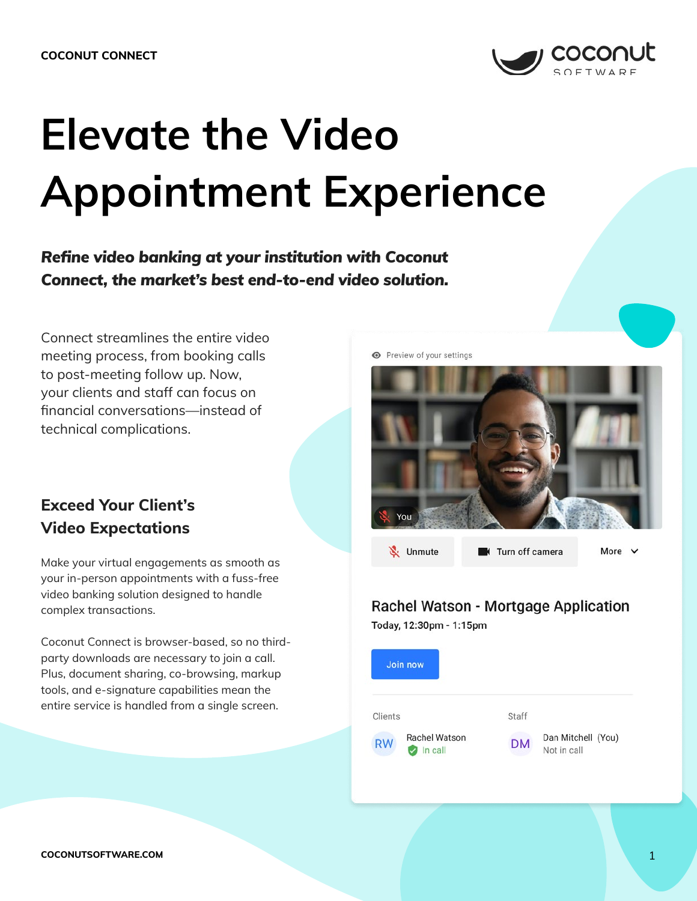COCONUT CONNECT

# Elevate the Video Appointment Experience

***Refine video banking at your institution with Coconut Connect, the market's best end-to-end video solution.***

Connect streamlines the entire video meeting process, from booking calls to post-meeting follow up. Now, your clients and staff can focus on financial conversations—instead of technical complications.

## Exceed Your Client's Video Expectations

Make your virtual engagements as smooth as your in-person appointments with a fuss-free video banking solution designed to handle complex transactions.

Coconut Connect is browser-based, so no third-party downloads are necessary to join a call. Plus, document sharing, co-browsing, markup tools, and e-signature capabilities mean the entire service is handled from a single screen.

Preview of your settings

You

Unmute | Turn off camera | More

Rachel Watson - Mortgage Application

Today, 12:30pm - 1:15pm

Join now

Clients
RW Rachel Watson — In call

Staff
DM Dan Mitchell (You) — Not in call

COCONUTSOFTWARE.COM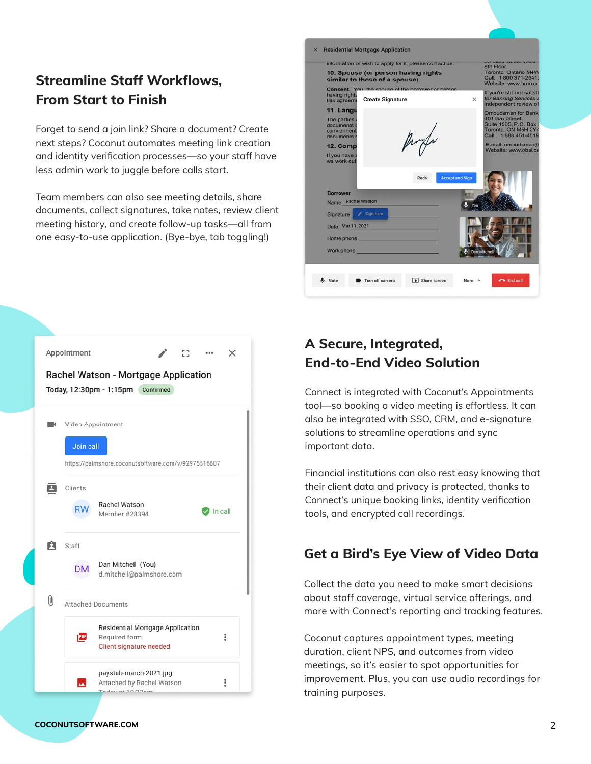## Streamline Staff Workflows, From Start to Finish

Forget to send a join link? Share a document? Create next steps? Coconut automates meeting link creation and identity verification processes—so your staff have less admin work to juggle before calls start.

Team members can also see meeting details, share documents, collect signatures, take notes, review client meeting history, and create follow-up tasks—all from one easy-to-use application. (Bye-bye, tab toggling!)

## A Secure, Integrated, End-to-End Video Solution

Connect is integrated with Coconut's Appointments tool—so booking a video meeting is effortless. It can also be integrated with SSO, CRM, and e-signature solutions to streamline operations and sync important data.

Financial institutions can also rest easy knowing that their client data and privacy is protected, thanks to Connect's unique booking links, identity verification tools, and encrypted call recordings.

## Get a Bird's Eye View of Video Data

Collect the data you need to make smart decisions about staff coverage, virtual service offerings, and more with Connect's reporting and tracking features.

Coconut captures appointment types, meeting duration, client NPS, and outcomes from video meetings, so it's easier to spot opportunities for improvement. Plus, you can use audio recordings for training purposes.

COCONUTSOFTWARE.COM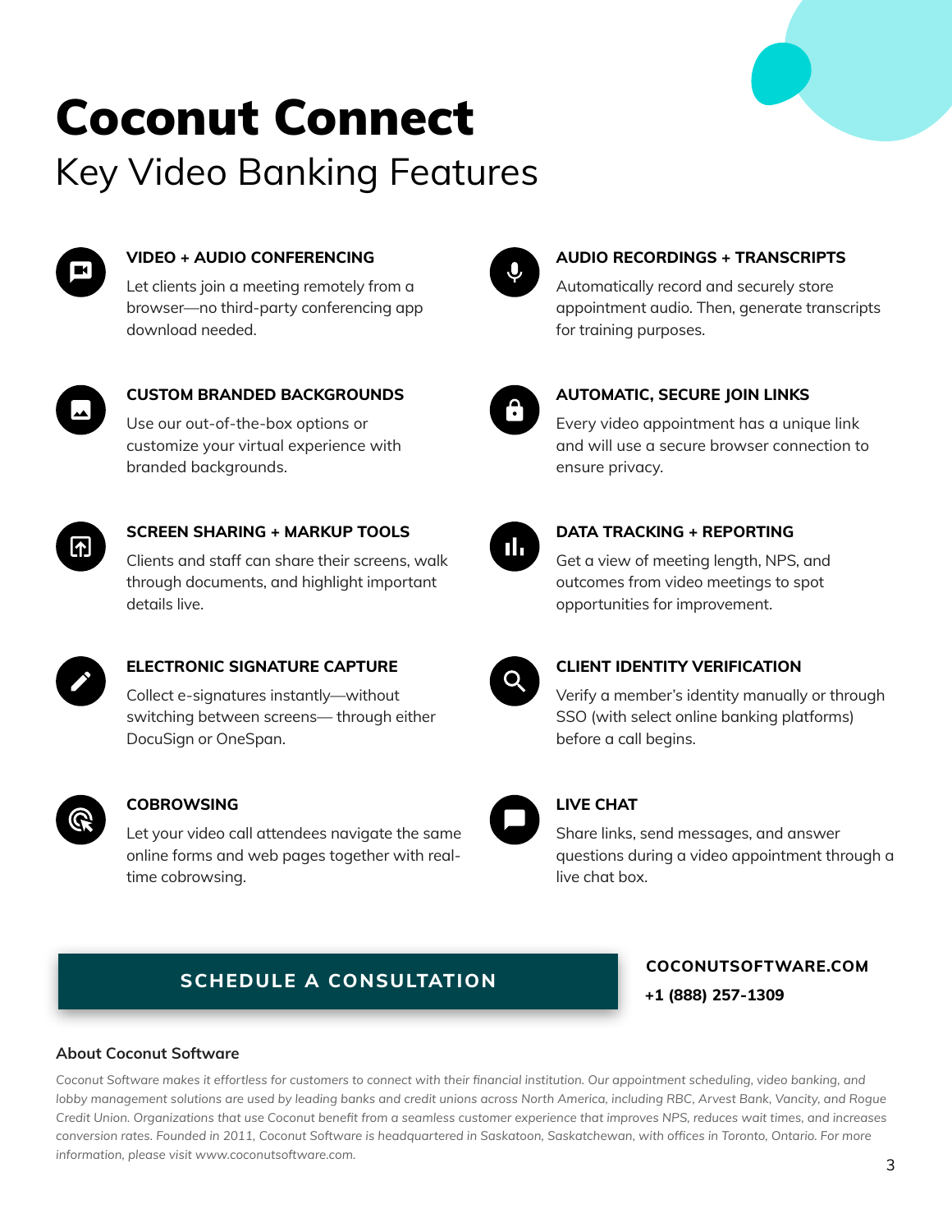# Coconut Connect

## Key Video Banking Features

### VIDEO + AUDIO CONFERENCING

Let clients join a meeting remotely from a browser—no third-party conferencing app download needed.

### CUSTOM BRANDED BACKGROUNDS

Use our out-of-the-box options or customize your virtual experience with branded backgrounds.

### SCREEN SHARING + MARKUP TOOLS

Clients and staff can share their screens, walk through documents, and highlight important details live.

### ELECTRONIC SIGNATURE CAPTURE

Collect e-signatures instantly—without switching between screens— through either DocuSign or OneSpan.

### COBROWSING

Let your video call attendees navigate the same online forms and web pages together with real-time cobrowsing.

### AUDIO RECORDINGS + TRANSCRIPTS

Automatically record and securely store appointment audio. Then, generate transcripts for training purposes.

### AUTOMATIC, SECURE JOIN LINKS

Every video appointment has a unique link and will use a secure browser connection to ensure privacy.

### DATA TRACKING + REPORTING

Get a view of meeting length, NPS, and outcomes from video meetings to spot opportunities for improvement.

### CLIENT IDENTITY VERIFICATION

Verify a member's identity manually or through SSO (with select online banking platforms) before a call begins.

### LIVE CHAT

Share links, send messages, and answer questions during a video appointment through a live chat box.

**SCHEDULE A CONSULTATION**

**COCONUTSOFTWARE.COM**
**+1 (888) 257-1309**

#### About Coconut Software

*Coconut Software makes it effortless for customers to connect with their financial institution. Our appointment scheduling, video banking, and lobby management solutions are used by leading banks and credit unions across North America, including RBC, Arvest Bank, Vancity, and Rogue Credit Union. Organizations that use Coconut benefit from a seamless customer experience that improves NPS, reduces wait times, and increases conversion rates. Founded in 2011, Coconut Software is headquartered in Saskatoon, Saskatchewan, with offices in Toronto, Ontario. For more information, please visit www.coconutsoftware.com.*